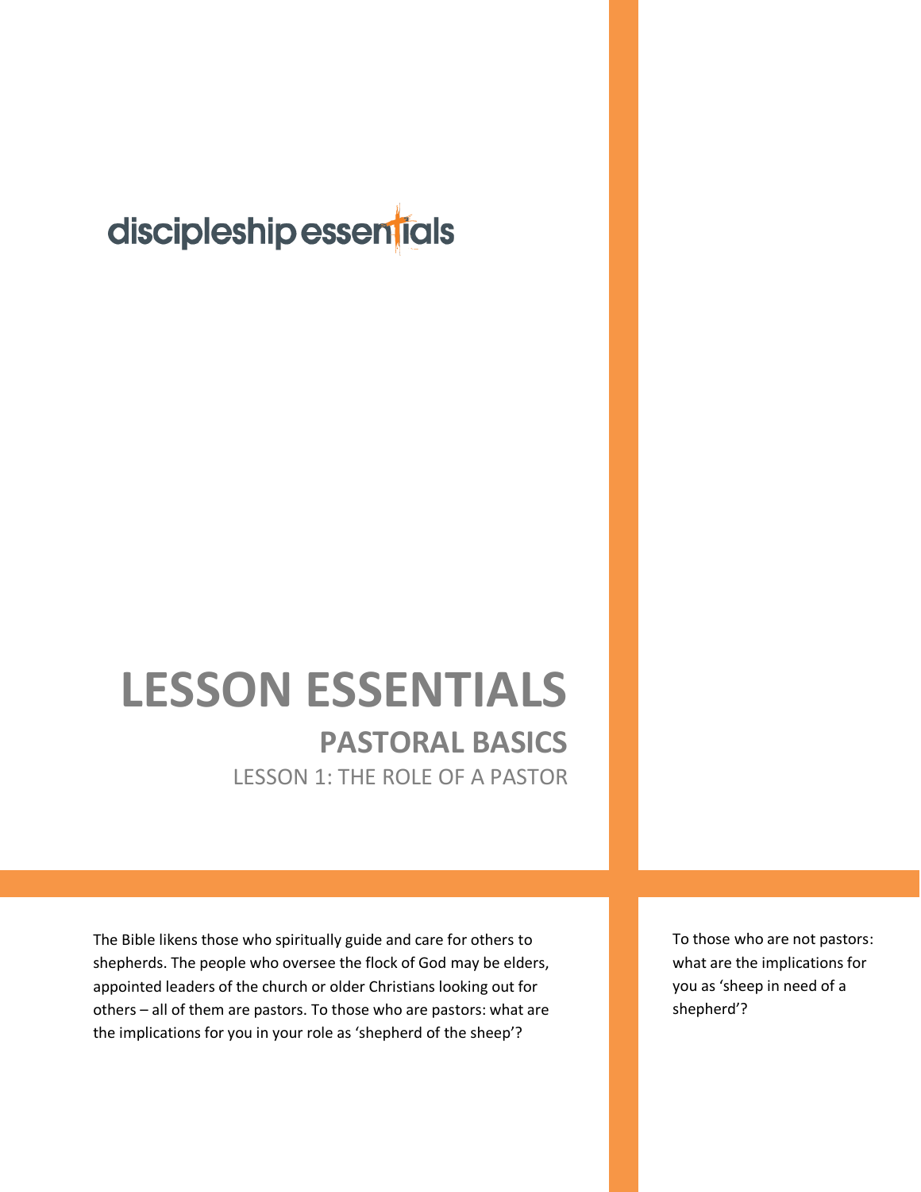discipleship essentials

# LESSON ESSENTIALS

## PASTORAL BASICS

### LESSON 1: THE ROLE OF A PASTOR

The Bible likens those who spiritually guide and care for others to shepherds. The people who oversee the flock of God may be elders, appointed leaders of the church or older Christians looking out for others – all of them are pastors. To those who are pastors: what are the implications for you in your role as 'shepherd of the sheep'?

To those who are not pastors: what are the implications for you as 'sheep in need of a shepherd'?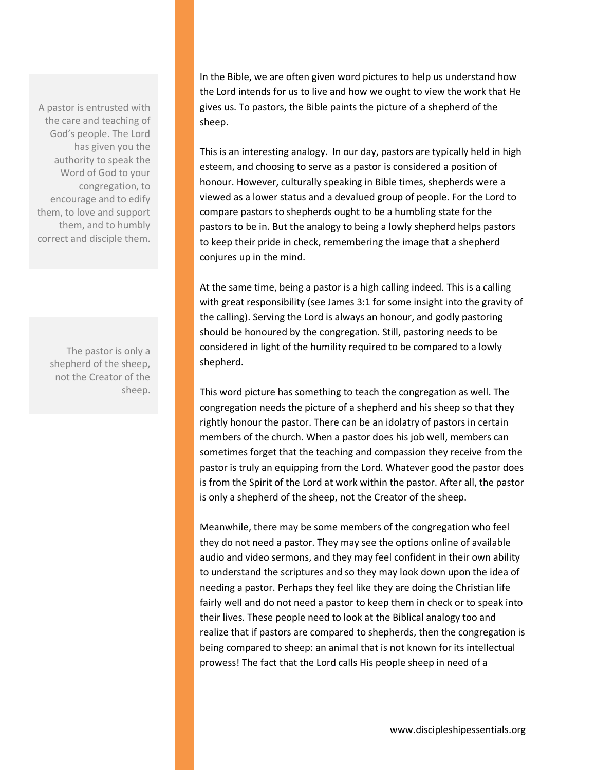> A pastor is entrusted with the care and teaching of God's people. The Lord has given you the authority to speak the Word of God to your congregation, to encourage and to edify them, to love and support them, and to humbly correct and disciple them.

In the Bible, we are often given word pictures to help us understand how the Lord intends for us to live and how we ought to view the work that He gives us. To pastors, the Bible paints the picture of a shepherd of the sheep.

This is an interesting analogy. In our day, pastors are typically held in high esteem, and choosing to serve as a pastor is considered a position of honour. However, culturally speaking in Bible times, shepherds were a viewed as a lower status and a devalued group of people. For the Lord to compare pastors to shepherds ought to be a humbling state for the pastors to be in. But the analogy to being a lowly shepherd helps pastors to keep their pride in check, remembering the image that a shepherd conjures up in the mind.

At the same time, being a pastor is a high calling indeed. This is a calling with great responsibility (see James 3:1 for some insight into the gravity of the calling). Serving the Lord is always an honour, and godly pastoring should be honoured by the congregation. Still, pastoring needs to be considered in light of the humility required to be compared to a lowly shepherd.

> The pastor is only a shepherd of the sheep, not the Creator of the sheep.

This word picture has something to teach the congregation as well. The congregation needs the picture of a shepherd and his sheep so that they rightly honour the pastor. There can be an idolatry of pastors in certain members of the church. When a pastor does his job well, members can sometimes forget that the teaching and compassion they receive from the pastor is truly an equipping from the Lord. Whatever good the pastor does is from the Spirit of the Lord at work within the pastor. After all, the pastor is only a shepherd of the sheep, not the Creator of the sheep.

Meanwhile, there may be some members of the congregation who feel they do not need a pastor. They may see the options online of available audio and video sermons, and they may feel confident in their own ability to understand the scriptures and so they may look down upon the idea of needing a pastor. Perhaps they feel like they are doing the Christian life fairly well and do not need a pastor to keep them in check or to speak into their lives. These people need to look at the Biblical analogy too and realize that if pastors are compared to shepherds, then the congregation is being compared to sheep: an animal that is not known for its intellectual prowess! The fact that the Lord calls His people sheep in need of a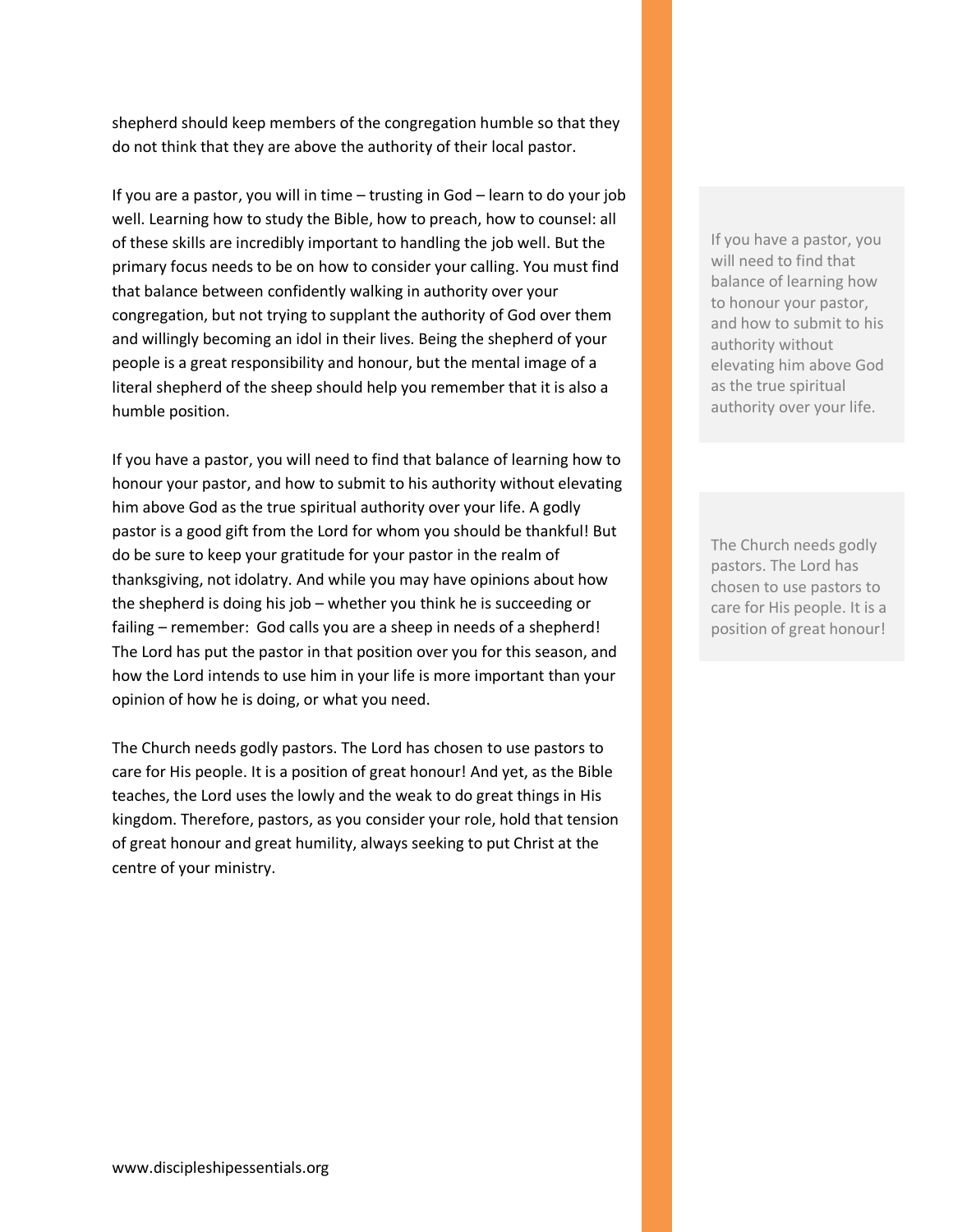shepherd should keep members of the congregation humble so that they do not think that they are above the authority of their local pastor.

If you are a pastor, you will in time – trusting in God – learn to do your job well. Learning how to study the Bible, how to preach, how to counsel: all of these skills are incredibly important to handling the job well. But the primary focus needs to be on how to consider your calling. You must find that balance between confidently walking in authority over your congregation, but not trying to supplant the authority of God over them and willingly becoming an idol in their lives. Being the shepherd of your people is a great responsibility and honour, but the mental image of a literal shepherd of the sheep should help you remember that it is also a humble position.

> If you have a pastor, you will need to find that balance of learning how to honour your pastor, and how to submit to his authority without elevating him above God as the true spiritual authority over your life.

If you have a pastor, you will need to find that balance of learning how to honour your pastor, and how to submit to his authority without elevating him above God as the true spiritual authority over your life. A godly pastor is a good gift from the Lord for whom you should be thankful! But do be sure to keep your gratitude for your pastor in the realm of thanksgiving, not idolatry. And while you may have opinions about how the shepherd is doing his job – whether you think he is succeeding or failing – remember: God calls you are a sheep in needs of a shepherd! The Lord has put the pastor in that position over you for this season, and how the Lord intends to use him in your life is more important than your opinion of how he is doing, or what you need.

> The Church needs godly pastors. The Lord has chosen to use pastors to care for His people. It is a position of great honour!

The Church needs godly pastors. The Lord has chosen to use pastors to care for His people. It is a position of great honour! And yet, as the Bible teaches, the Lord uses the lowly and the weak to do great things in His kingdom. Therefore, pastors, as you consider your role, hold that tension of great honour and great humility, always seeking to put Christ at the centre of your ministry.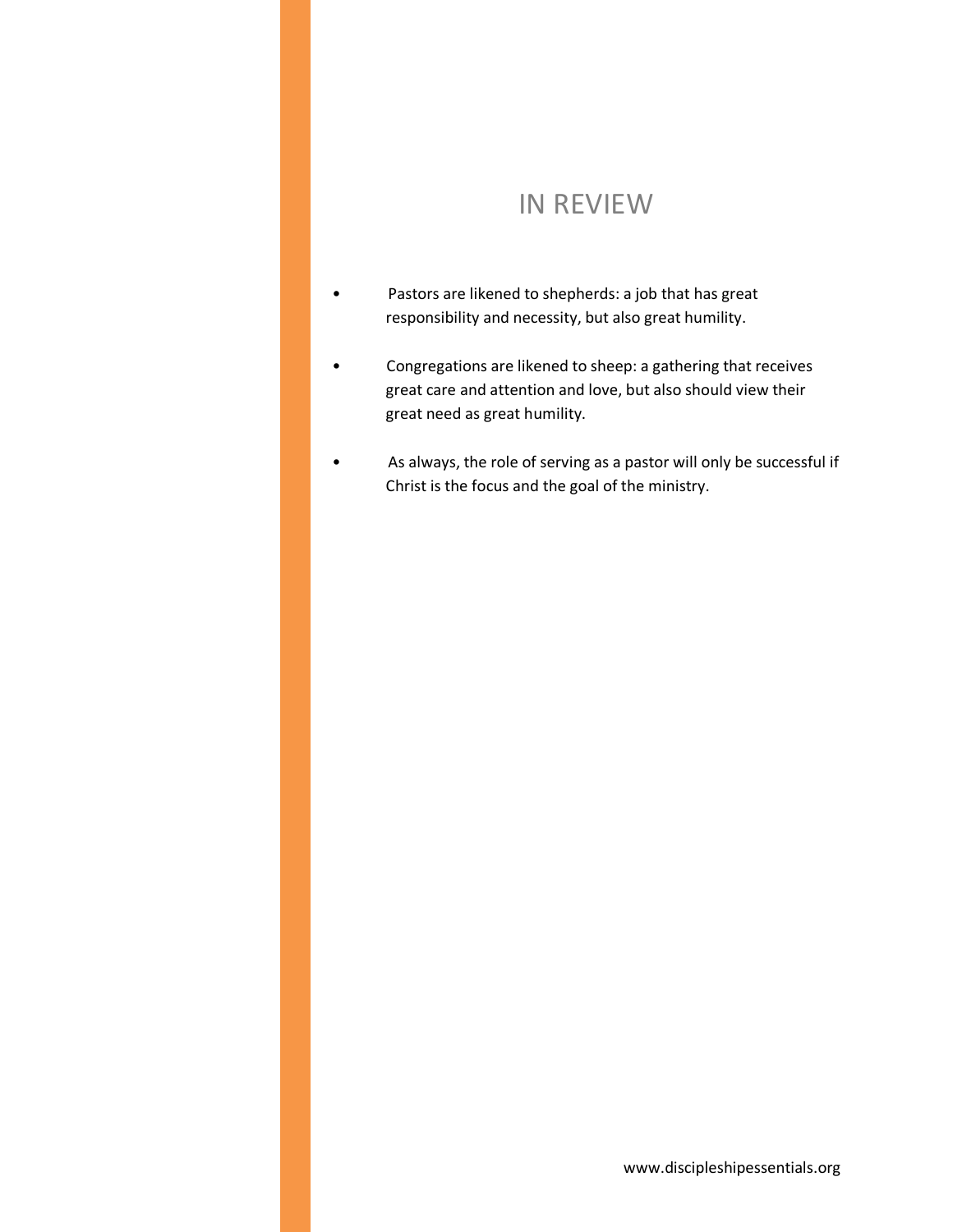## IN REVIEW

- Pastors are likened to shepherds: a job that has great responsibility and necessity, but also great humility.
- Congregations are likened to sheep: a gathering that receives great care and attention and love, but also should view their great need as great humility.
- As always, the role of serving as a pastor will only be successful if Christ is the focus and the goal of the ministry.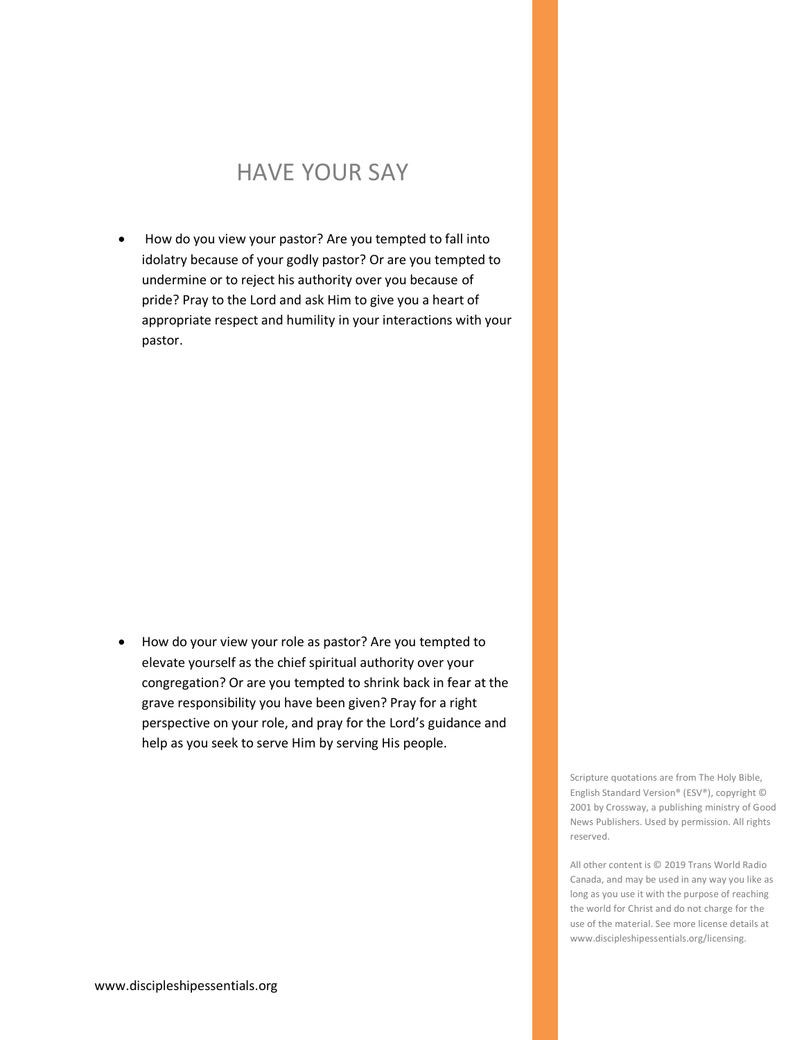## HAVE YOUR SAY

- How do you view your pastor? Are you tempted to fall into idolatry because of your godly pastor? Or are you tempted to undermine or to reject his authority over you because of pride? Pray to the Lord and ask Him to give you a heart of appropriate respect and humility in your interactions with your pastor.

- How do your view your role as pastor? Are you tempted to elevate yourself as the chief spiritual authority over your congregation? Or are you tempted to shrink back in fear at the grave responsibility you have been given? Pray for a right perspective on your role, and pray for the Lord's guidance and help as you seek to serve Him by serving His people.

Scripture quotations are from The Holy Bible, English Standard Version® (ESV®), copyright © 2001 by Crossway, a publishing ministry of Good News Publishers. Used by permission. All rights reserved.

All other content is © 2019 Trans World Radio Canada, and may be used in any way you like as long as you use it with the purpose of reaching the world for Christ and do not charge for the use of the material. See more license details at www.discipleshipessentials.org/licensing.

www.discipleshipessentials.org